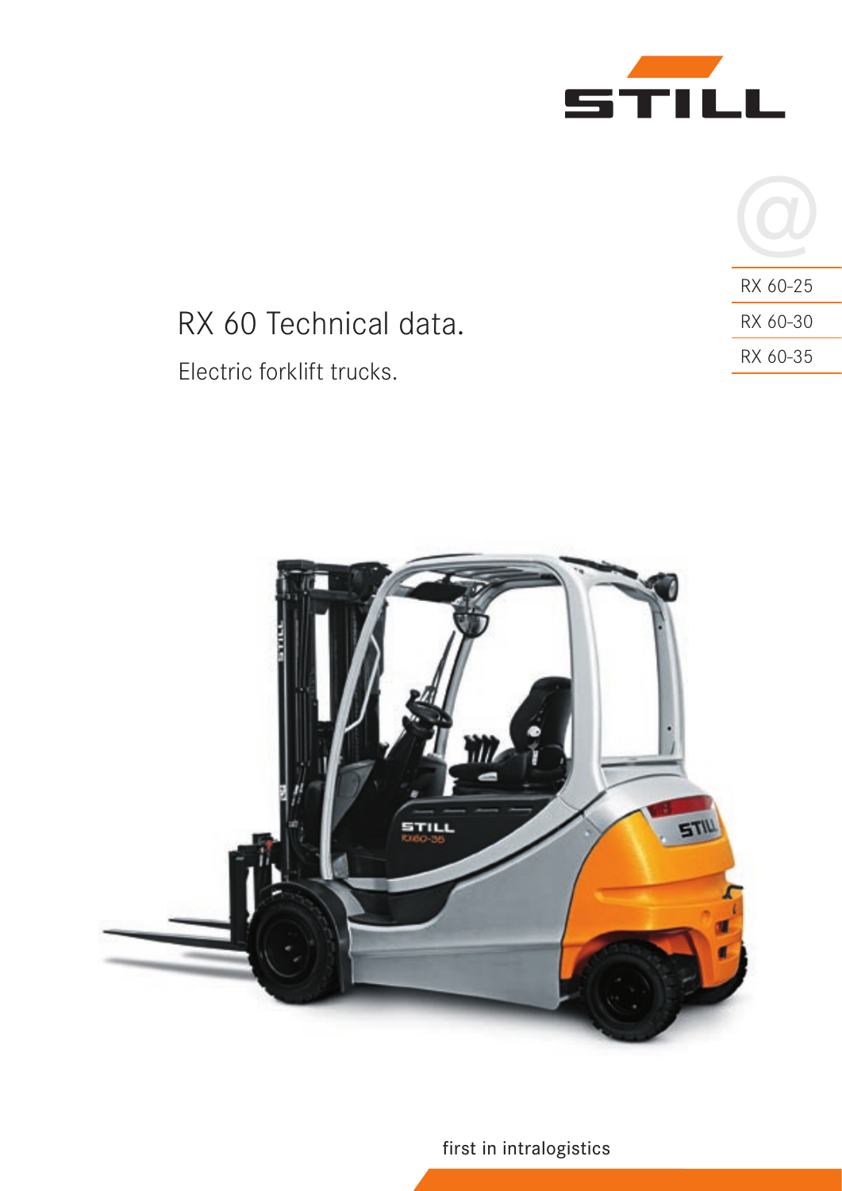STILL

RX 60-25

RX 60-30

RX 60-35

# RX 60 Technical data.

Electric forklift trucks.

first in intralogistics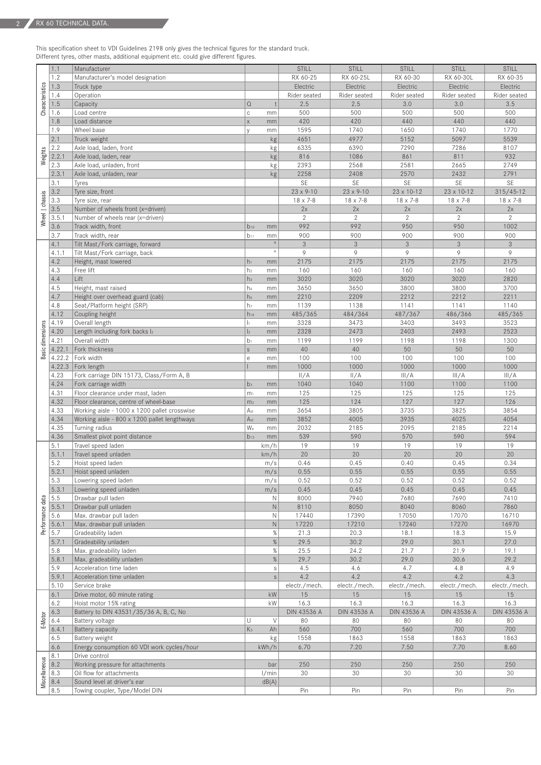## RX 60 TECHNICAL DATA.

This specification sheet to VDI Guidelines 2198 only gives the technical figures for the standard truck.
Different tyres, other masts, additional equipment etc. could give different figures.

| Section | No. | Description | Symbol | Unit | RX 60-25 | RX 60-25L | RX 60-30 | RX 60-30L | RX 60-35 |
|---|---|---|---|---|---|---|---|---|---|
| Characteristics | 1.1 | Manufacturer | | | STILL | STILL | STILL | STILL | STILL |
| | 1.2 | Manufacturer's model designation | | | RX 60-25 | RX 60-25L | RX 60-30 | RX 60-30L | RX 60-35 |
| | 1.3 | Truck type | | | Electric | Electric | Electric | Electric | Electric |
| | 1.4 | Operation | | | Rider seated | Rider seated | Rider seated | Rider seated | Rider seated |
| | 1.5 | Capacity | Q | t | 2.5 | 2.5 | 3.0 | 3.0 | 3.5 |
| | 1.6 | Load centre | c | mm | 500 | 500 | 500 | 500 | 500 |
| | 1.8 | Load distance | x | mm | 420 | 420 | 440 | 440 | 440 |
| | 1.9 | Wheel base | y | mm | 1595 | 1740 | 1650 | 1740 | 1770 |
| Weights | 2.1 | Truck weight | | kg | 4651 | 4977 | 5152 | 5097 | 5539 |
| | 2.2 | Axle load, laden, front | | kg | 6335 | 6390 | 7290 | 7286 | 8107 |
| | 2.2.1 | Axle load, laden, rear | | kg | 816 | 1086 | 861 | 811 | 932 |
| | 2.3 | Axle load, unladen, front | | kg | 2393 | 2568 | 2581 | 2665 | 2749 |
| | 2.3.1 | Axle load, unladen, rear | | kg | 2258 | 2408 | 2570 | 2432 | 2791 |
| Wheel \| chassis | 3.1 | Tyres | | | SE | SE | SE | SE | SE |
| | 3.2 | Tyre size, front | | | 23 x 9-10 | 23 x 9-10 | 23 x 10-12 | 23 x 10-12 | 315/45-12 |
| | 3.3 | Tyre size, rear | | | 18 x 7-8 | 18 x 7-8 | 18 x 7-8 | 18 x 7-8 | 18 x 7-8 |
| | 3.5 | Number of wheels front (x=driven) | | | 2x | 2x | 2x | 2x | 2x |
| | 3.5.1 | Number of wheels rear (x=driven) | | | 2 | 2 | 2 | 2 | 2 |
| | 3.6 | Track width, front | $b_{10}$ | mm | 992 | 992 | 950 | 950 | 1002 |
| | 3.7 | Track width, rear | $b_{11}$ | mm | 900 | 900 | 900 | 900 | 900 |
| Basic dimensions | 4.1 | Tilt Mast/Fork carriage, forward | | ° | 3 | 3 | 3 | 3 | 3 |
| | 4.1.1 | Tilt Mast/Fork carriage, back | | ° | 9 | 9 | 9 | 9 | 9 |
| | 4.2 | Height, mast lowered | $h_1$ | mm | 2175 | 2175 | 2175 | 2175 | 2175 |
| | 4.3 | Free lift | $h_2$ | mm | 160 | 160 | 160 | 160 | 160 |
| | 4.4 | Lift | $h_3$ | mm | 3020 | 3020 | 3020 | 3020 | 2820 |
| | 4.5 | Height, mast raised | $h_4$ | mm | 3650 | 3650 | 3800 | 3800 | 3700 |
| | 4.7 | Height over overhead guard (cab) | $h_6$ | mm | 2210 | 2209 | 2212 | 2212 | 2211 |
| | 4.8 | Seat/Platform height (SRP) | $h_7$ | mm | 1139 | 1138 | 1141 | 1141 | 1140 |
| | 4.12 | Coupling height | $h_{10}$ | mm | 485/365 | 484/364 | 487/367 | 486/366 | 485/365 |
| | 4.19 | Overall length | $l_1$ | mm | 3328 | 3473 | 3403 | 3493 | 3523 |
| | 4.20 | Length including fork backs $l_2$ | $l_2$ | mm | 2328 | 2473 | 2403 | 2493 | 2523 |
| | 4.21 | Overall width | $b_1$ | mm | 1199 | 1199 | 1198 | 1198 | 1300 |
| | 4.22.1 | Fork thickness | s | mm | 40 | 40 | 50 | 50 | 50 |
| | 4.22.2 | Fork width | e | mm | 100 | 100 | 100 | 100 | 100 |
| | 4.22.3 | Fork length | l | mm | 1000 | 1000 | 1000 | 1000 | 1000 |
| | 4.23 | Fork carriage DIN 15173, Class/Form A, B | | | II/A | II/A | III/A | III/A | III/A |
| | 4.24 | Fork carriage width | $b_3$ | mm | 1040 | 1040 | 1100 | 1100 | 1100 |
| | 4.31 | Floor clearance under mast, laden | $m_1$ | mm | 125 | 125 | 125 | 125 | 125 |
| | 4.32 | Floor clearance, centre of wheel-base | $m_2$ | mm | 125 | 124 | 127 | 127 | 126 |
| | 4.33 | Working aisle - 1000 x 1200 pallet crosswise | $A_{st}$ | mm | 3654 | 3805 | 3735 | 3825 | 3854 |
| | 4.34 | Working aisle - 800 x 1200 pallet lengthways | $A_{st}$ | mm | 3852 | 4005 | 3935 | 4025 | 4054 |
| | 4.35 | Turning radius | $W_a$ | mm | 2032 | 2185 | 2095 | 2185 | 2214 |
| | 4.36 | Smallest pivot point distance | $b_{13}$ | mm | 539 | 590 | 570 | 590 | 594 |
| Performance data | 5.1 | Travel speed laden | | km/h | 19 | 19 | 19 | 19 | 19 |
| | 5.1.1 | Travel speed unladen | | km/h | 20 | 20 | 20 | 20 | 20 |
| | 5.2 | Hoist speed laden | | m/s | 0.46 | 0.45 | 0.40 | 0.45 | 0.34 |
| | 5.2.1 | Hoist speed unladen | | m/s | 0.55 | 0.55 | 0.55 | 0.55 | 0.55 |
| | 5.3 | Lowering speed laden | | m/s | 0.52 | 0.52 | 0.52 | 0.52 | 0.52 |
| | 5.3.1 | Lowering speed unladen | | m/s | 0.45 | 0.45 | 0.45 | 0.45 | 0.45 |
| | 5.5 | Drawbar pull laden | | N | 8000 | 7940 | 7680 | 7690 | 7410 |
| | 5.5.1 | Drawbar pull unladen | | N | 8110 | 8050 | 8040 | 8060 | 7860 |
| | 5.6 | Max. drawbar pull laden | | N | 17440 | 17390 | 17050 | 17070 | 16710 |
| | 5.6.1 | Max. drawbar pull unladen | | N | 17220 | 17210 | 17240 | 17270 | 16970 |
| | 5.7 | Gradeability laden | | % | 21.3 | 20.3 | 18.1 | 18.3 | 15.9 |
| | 5.7.1 | Gradeability unladen | | % | 29.5 | 30.2 | 29.0 | 30.1 | 27.0 |
| | 5.8 | Max. gradeability laden | | % | 25.5 | 24.2 | 21.7 | 21.9 | 19.1 |
| | 5.8.1 | Max. gradeability unladen | | % | 29.7 | 30.2 | 29.0 | 30.6 | 29.2 |
| | 5.9 | Acceleration time laden | | s | 4.5 | 4.6 | 4.7 | 4.8 | 4.9 |
| | 5.9.1 | Acceleration time unladen | | s | 4.2 | 4.2 | 4.2 | 4.2 | 4.3 |
| | 5.10 | Service brake | | | electr./mech. | electr./mech. | electr./mech. | electr./mech. | electr./mech. |
| E-Motor | 6.1 | Drive motor, 60 minute rating | | kW | 15 | 15 | 15 | 15 | 15 |
| | 6.2 | Hoist motor 15% rating | | kW | 16.3 | 16.3 | 16.3 | 16.3 | 16.3 |
| | 6.3 | Battery to DIN 43531/35/36 A, B, C, No | | | DIN 43536 A | DIN 43536 A | DIN 43536 A | DIN 43536 A | DIN 43536 A |
| | 6.4 | Battery voltage | U | V | 80 | 80 | 80 | 80 | 80 |
| | 6.4.1 | Battery capacity | $K_5$ | Ah | 560 | 700 | 560 | 700 | 700 |
| | 6.5 | Battery weight | | kg | 1558 | 1863 | 1558 | 1863 | 1863 |
| | 6.6 | Energy consumption 60 VDI work cycles/hour | | kWh/h | 6.70 | 7.20 | 7.50 | 7.70 | 8.60 |
| Miscellaneous | 8.1 | Drive control | | | | | | | |
| | 8.2 | Working pressure for attachments | | bar | 250 | 250 | 250 | 250 | 250 |
| | 8.3 | Oil flow for attachments | | l/min | 30 | 30 | 30 | 30 | 30 |
| | 8.4 | Sound level at driver's ear | | dB(A) | | | | | |
| | 8.5 | Towing coupler, Type/Model DIN | | | Pin | Pin | Pin | Pin | Pin |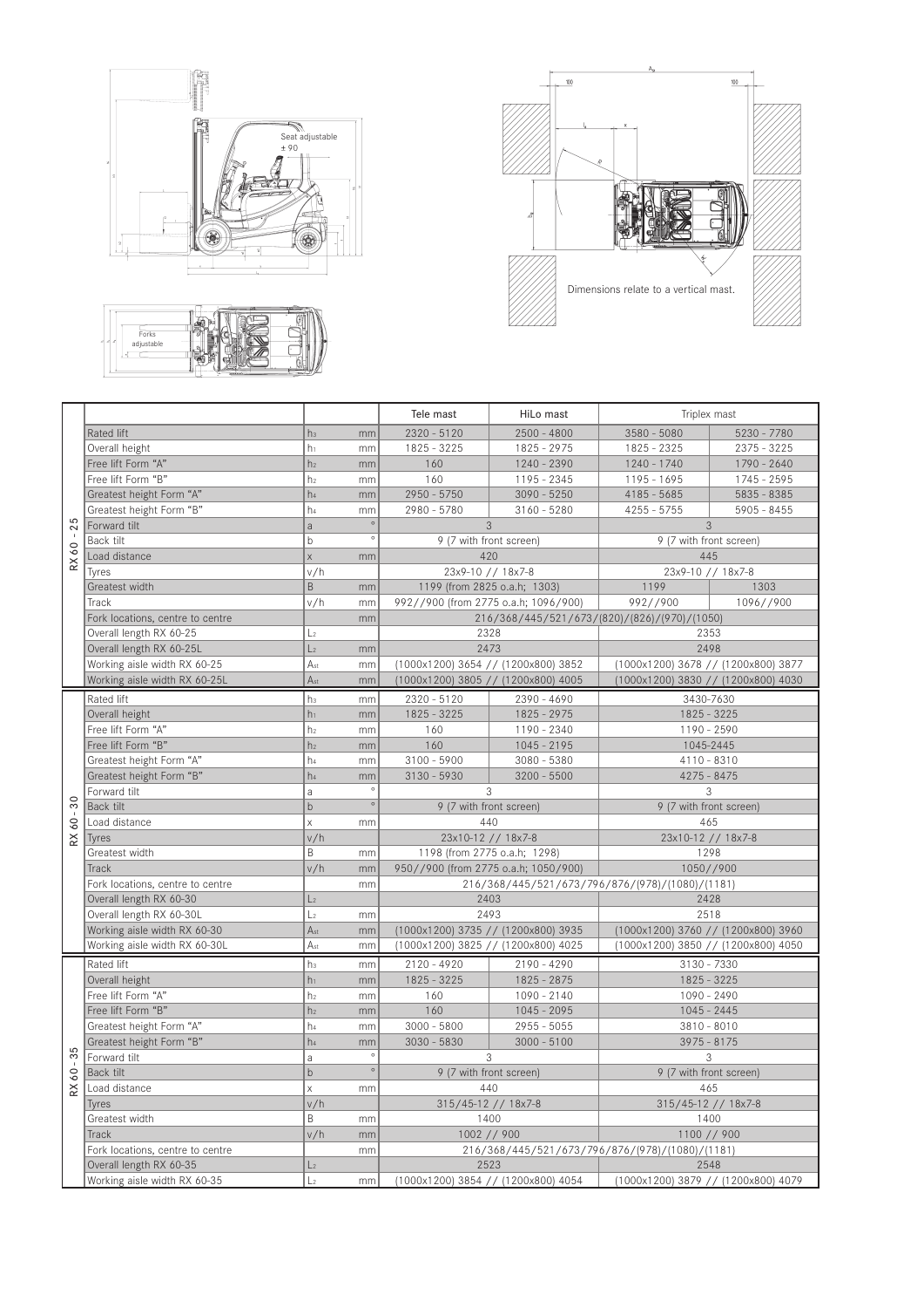Seat adjustable ± 90

Forks adjustable

Dimensions relate to a vertical mast.

| | | | | Tele mast | HiLo mast | Triplex mast | |
|---|---|---|---|---|---|---|---|
| RX 60 - 25 | Rated lift | $h_3$ | mm | 2320 - 5120 | 2500 - 4800 | 3580 - 5080 | 5230 - 7780 |
| | Overall height | $h_1$ | mm | 1825 - 3225 | 1825 - 2975 | 1825 - 2325 | 2375 - 3225 |
| | Free lift Form "A" | $h_2$ | mm | 160 | 1240 - 2390 | 1240 - 1740 | 1790 - 2640 |
| | Free lift Form "B" | $h_2$ | mm | 160 | 1195 - 2345 | 1195 - 1695 | 1745 - 2595 |
| | Greatest height Form "A" | $h_4$ | mm | 2950 - 5750 | 3090 - 5250 | 4185 - 5685 | 5835 - 8385 |
| | Greatest height Form "B" | $h_4$ | mm | 2980 - 5780 | 3160 - 5280 | 4255 - 5755 | 5905 - 8455 |
| | Forward tilt | a | ° | 3 | | 3 | |
| | Back tilt | b | ° | 9 (7 with front screen) | | 9 (7 with front screen) | |
| | Load distance | x | mm | 420 | | 445 | |
| | Tyres | v/h | | 23x9-10 // 18x7-8 | | 23x9-10 // 18x7-8 | |
| | Greatest width | B | mm | 1199 (from 2825 o.a.h; 1303) | | 1199 | 1303 |
| | Track | v/h | mm | 992//900 (from 2775 o.a.h; 1096/900) | | 992//900 | 1096//900 |
| | Fork locations, centre to centre | | mm | 216/368/445/521/673/(820)/(826)/(970)/(1050) | | | |
| | Overall length RX 60-25 | $L_2$ | | 2328 | | 2353 | |
| | Overall length RX 60-25L | $L_2$ | mm | 2473 | | 2498 | |
| | Working aisle width RX 60-25 | $A_{st}$ | mm | (1000x1200) 3654 // (1200x800) 3852 | | (1000x1200) 3678 // (1200x800) 3877 | |
| | Working aisle width RX 60-25L | $A_{st}$ | mm | (1000x1200) 3805 // (1200x800) 4005 | | (1000x1200) 3830 // (1200x800) 4030 | |
| RX 60 - 30 | Rated lift | $h_3$ | mm | 2320 - 5120 | 2390 - 4690 | 3430-7630 | |
| | Overall height | $h_1$ | mm | 1825 - 3225 | 1825 - 2975 | 1825 - 3225 | |
| | Free lift Form "A" | $h_2$ | mm | 160 | 1190 - 2340 | 1190 - 2590 | |
| | Free lift Form "B" | $h_2$ | mm | 160 | 1045 - 2195 | 1045-2445 | |
| | Greatest height Form "A" | $h_4$ | mm | 3100 - 5900 | 3080 - 5380 | 4110 - 8310 | |
| | Greatest height Form "B" | $h_4$ | mm | 3130 - 5930 | 3200 - 5500 | 4275 - 8475 | |
| | Forward tilt | a | ° | 3 | | 3 | |
| | Back tilt | b | ° | 9 (7 with front screen) | | 9 (7 with front screen) | |
| | Load distance | x | mm | 440 | | 465 | |
| | Tyres | v/h | | 23x10-12 // 18x7-8 | | 23x10-12 // 18x7-8 | |
| | Greatest width | B | mm | 1198 (from 2775 o.a.h; 1298) | | 1298 | |
| | Track | v/h | mm | 950//900 (from 2775 o.a.h; 1050/900) | | 1050//900 | |
| | Fork locations, centre to centre | | mm | 216/368/445/521/673/796/876/(978)/(1080)/(1181) | | | |
| | Overall length RX 60-30 | $L_2$ | | 2403 | | 2428 | |
| | Overall length RX 60-30L | $L_2$ | mm | 2493 | | 2518 | |
| | Working aisle width RX 60-30 | $A_{st}$ | mm | (1000x1200) 3735 // (1200x800) 3935 | | (1000x1200) 3760 // (1200x800) 3960 | |
| | Working aisle width RX 60-30L | $A_{st}$ | mm | (1000x1200) 3825 // (1200x800) 4025 | | (1000x1200) 3850 // (1200x800) 4050 | |
| RX 60 - 35 | Rated lift | $h_3$ | mm | 2120 - 4920 | 2190 - 4290 | 3130 - 7330 | |
| | Overall height | $h_1$ | mm | 1825 - 3225 | 1825 - 2875 | 1825 - 3225 | |
| | Free lift Form "A" | $h_2$ | mm | 160 | 1090 - 2140 | 1090 - 2490 | |
| | Free lift Form "B" | $h_2$ | mm | 160 | 1045 - 2095 | 1045 - 2445 | |
| | Greatest height Form "A" | $h_4$ | mm | 3000 - 5800 | 2955 - 5055 | 3810 - 8010 | |
| | Greatest height Form "B" | $h_4$ | mm | 3030 - 5830 | 3000 - 5100 | 3975 - 8175 | |
| | Forward tilt | a | ° | 3 | | 3 | |
| | Back tilt | b | ° | 9 (7 with front screen) | | 9 (7 with front screen) | |
| | Load distance | x | mm | 440 | | 465 | |
| | Tyres | v/h | | 315/45-12 // 18x7-8 | | 315/45-12 // 18x7-8 | |
| | Greatest width | B | mm | 1400 | | 1400 | |
| | Track | v/h | mm | 1002 // 900 | | 1100 // 900 | |
| | Fork locations, centre to centre | | mm | 216/368/445/521/673/796/876/(978)/(1080)/(1181) | | | |
| | Overall length RX 60-35 | $L_2$ | | 2523 | | 2548 | |
| | Working aisle width RX 60-35 | $L_2$ | mm | (1000x1200) 3854 // (1200x800) 4054 | | (1000x1200) 3879 // (1200x800) 4079 | |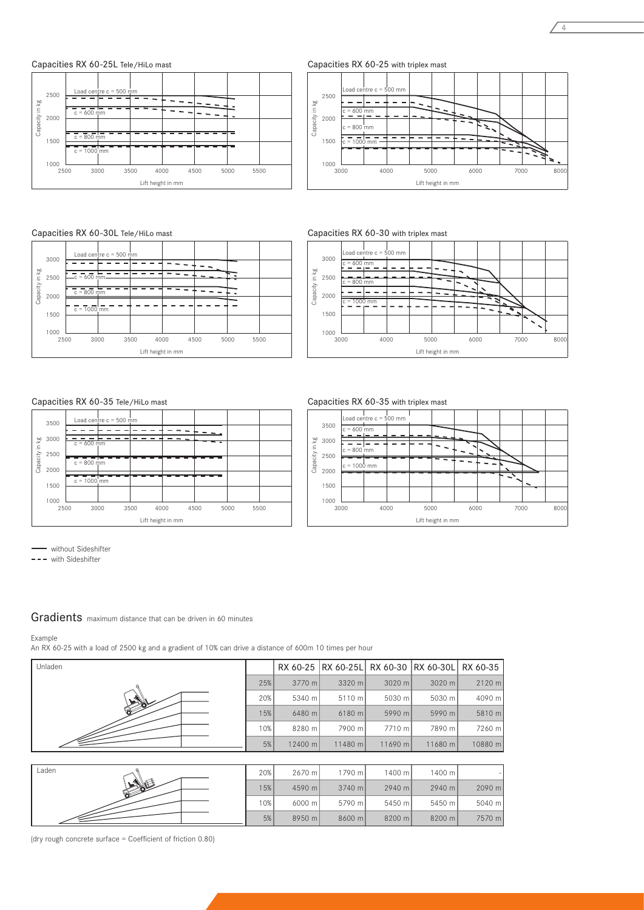Capacities RX 60-25L Tele/HiLo mast

Capacities RX 60-25 with triplex mast

Capacities RX 60-30L Tele/HiLo mast

Capacities RX 60-30 with triplex mast

Capacities RX 60-35 Tele/HiLo mast

Capacities RX 60-35 with triplex mast

—— without Sideshifter

- - - with Sideshifter

## Gradients maximum distance that can be driven in 60 minutes

Example

An RX 60-25 with a load of 2500 kg and a gradient of 10% can drive a distance of 600m 10 times per hour

| Unladen | | RX 60-25 | RX 60-25L | RX 60-30 | RX 60-30L | RX 60-35 |
|---|---|---|---|---|---|---|
| | 25% | 3770 m | 3320 m | 3020 m | 3020 m | 2120 m |
| | 20% | 5340 m | 5110 m | 5030 m | 5030 m | 4090 m |
| | 15% | 6480 m | 6180 m | 5990 m | 5990 m | 5810 m |
| | 10% | 8280 m | 7900 m | 7710 m | 7890 m | 7260 m |
| | 5% | 12400 m | 11480 m | 11690 m | 11680 m | 10880 m |

| Laden | | RX 60-25 | RX 60-25L | RX 60-30 | RX 60-30L | RX 60-35 |
|---|---|---|---|---|---|---|
| | 20% | 2670 m | 1790 m | 1400 m | 1400 m | - |
| | 15% | 4590 m | 3740 m | 2940 m | 2940 m | 2090 m |
| | 10% | 6000 m | 5790 m | 5450 m | 5450 m | 5040 m |
| | 5% | 8950 m | 8600 m | 8200 m | 8200 m | 7570 m |

(dry rough concrete surface = Coefficient of friction 0.80)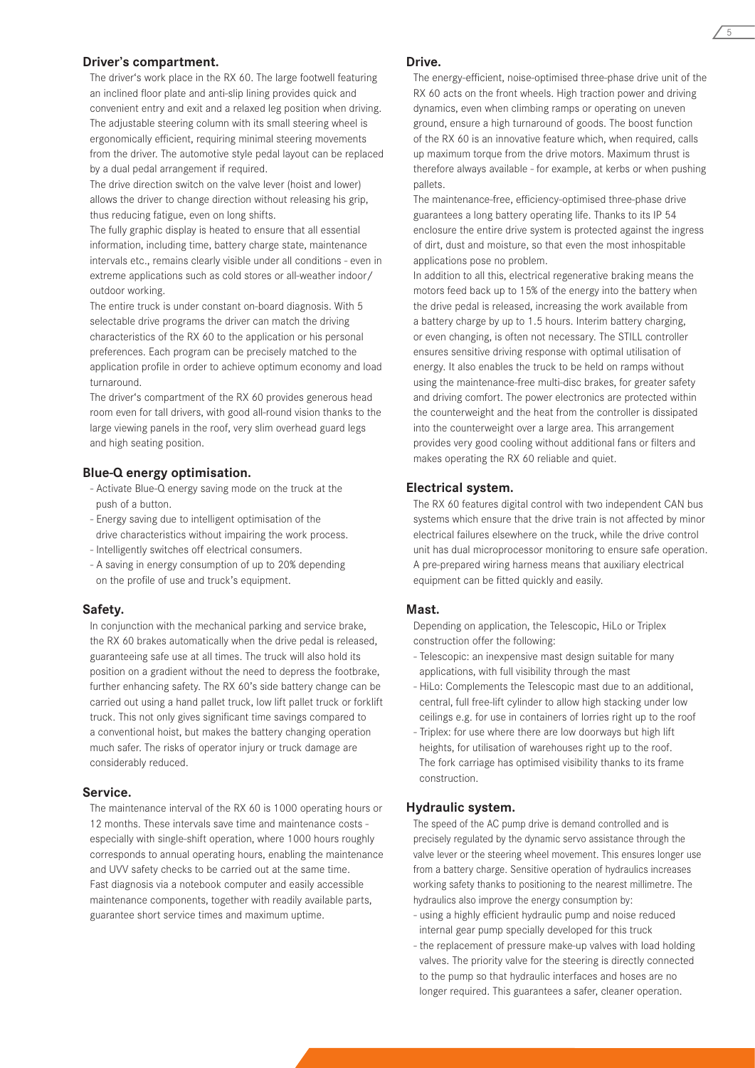## Driver's compartment.

The driver's work place in the RX 60. The large footwell featuring an inclined floor plate and anti-slip lining provides quick and convenient entry and exit and a relaxed leg position when driving. The adjustable steering column with its small steering wheel is ergonomically efficient, requiring minimal steering movements from the driver. The automotive style pedal layout can be replaced by a dual pedal arrangement if required.

The drive direction switch on the valve lever (hoist and lower) allows the driver to change direction without releasing his grip, thus reducing fatigue, even on long shifts.

The fully graphic display is heated to ensure that all essential information, including time, battery charge state, maintenance intervals etc., remains clearly visible under all conditions - even in extreme applications such as cold stores or all-weather indoor/outdoor working.

The entire truck is under constant on-board diagnosis. With 5 selectable drive programs the driver can match the driving characteristics of the RX 60 to the application or his personal preferences. Each program can be precisely matched to the application profile in order to achieve optimum economy and load turnaround.

The driver's compartment of the RX 60 provides generous head room even for tall drivers, with good all-round vision thanks to the large viewing panels in the roof, very slim overhead guard legs and high seating position.

## Blue-Q energy optimisation.

- Activate Blue-Q energy saving mode on the truck at the push of a button.
- Energy saving due to intelligent optimisation of the drive characteristics without impairing the work process.
- Intelligently switches off electrical consumers.
- A saving in energy consumption of up to 20% depending on the profile of use and truck's equipment.

## Safety.

In conjunction with the mechanical parking and service brake, the RX 60 brakes automatically when the drive pedal is released, guaranteeing safe use at all times. The truck will also hold its position on a gradient without the need to depress the footbrake, further enhancing safety. The RX 60's side battery change can be carried out using a hand pallet truck, low lift pallet truck or forklift truck. This not only gives significant time savings compared to a conventional hoist, but makes the battery changing operation much safer. The risks of operator injury or truck damage are considerably reduced.

## Service.

The maintenance interval of the RX 60 is 1000 operating hours or 12 months. These intervals save time and maintenance costs - especially with single-shift operation, where 1000 hours roughly corresponds to annual operating hours, enabling the maintenance and UVV safety checks to be carried out at the same time. Fast diagnosis via a notebook computer and easily accessible maintenance components, together with readily available parts, guarantee short service times and maximum uptime.

## Drive.

The energy-efficient, noise-optimised three-phase drive unit of the RX 60 acts on the front wheels. High traction power and driving dynamics, even when climbing ramps or operating on uneven ground, ensure a high turnaround of goods. The boost function of the RX 60 is an innovative feature which, when required, calls up maximum torque from the drive motors. Maximum thrust is therefore always available - for example, at kerbs or when pushing pallets.

The maintenance-free, efficiency-optimised three-phase drive guarantees a long battery operating life. Thanks to its IP 54 enclosure the entire drive system is protected against the ingress of dirt, dust and moisture, so that even the most inhospitable applications pose no problem.

In addition to all this, electrical regenerative braking means the motors feed back up to 15% of the energy into the battery when the drive pedal is released, increasing the work available from a battery charge by up to 1.5 hours. Interim battery charging, or even changing, is often not necessary. The STILL controller ensures sensitive driving response with optimal utilisation of energy. It also enables the truck to be held on ramps without using the maintenance-free multi-disc brakes, for greater safety and driving comfort. The power electronics are protected within the counterweight and the heat from the controller is dissipated into the counterweight over a large area. This arrangement provides very good cooling without additional fans or filters and makes operating the RX 60 reliable and quiet.

## Electrical system.

The RX 60 features digital control with two independent CAN bus systems which ensure that the drive train is not affected by minor electrical failures elsewhere on the truck, while the drive control unit has dual microprocessor monitoring to ensure safe operation. A pre-prepared wiring harness means that auxiliary electrical equipment can be fitted quickly and easily.

## Mast.

Depending on application, the Telescopic, HiLo or Triplex construction offer the following:

- Telescopic: an inexpensive mast design suitable for many applications, with full visibility through the mast
- HiLo: Complements the Telescopic mast due to an additional, central, full free-lift cylinder to allow high stacking under low ceilings e.g. for use in containers of lorries right up to the roof
- Triplex: for use where there are low doorways but high lift heights, for utilisation of warehouses right up to the roof. The fork carriage has optimised visibility thanks to its frame construction.

## Hydraulic system.

The speed of the AC pump drive is demand controlled and is precisely regulated by the dynamic servo assistance through the valve lever or the steering wheel movement. This ensures longer use from a battery charge. Sensitive operation of hydraulics increases working safety thanks to positioning to the nearest millimetre. The hydraulics also improve the energy consumption by:

- using a highly efficient hydraulic pump and noise reduced internal gear pump specially developed for this truck
- the replacement of pressure make-up valves with load holding valves. The priority valve for the steering is directly connected to the pump so that hydraulic interfaces and hoses are no longer required. This guarantees a safer, cleaner operation.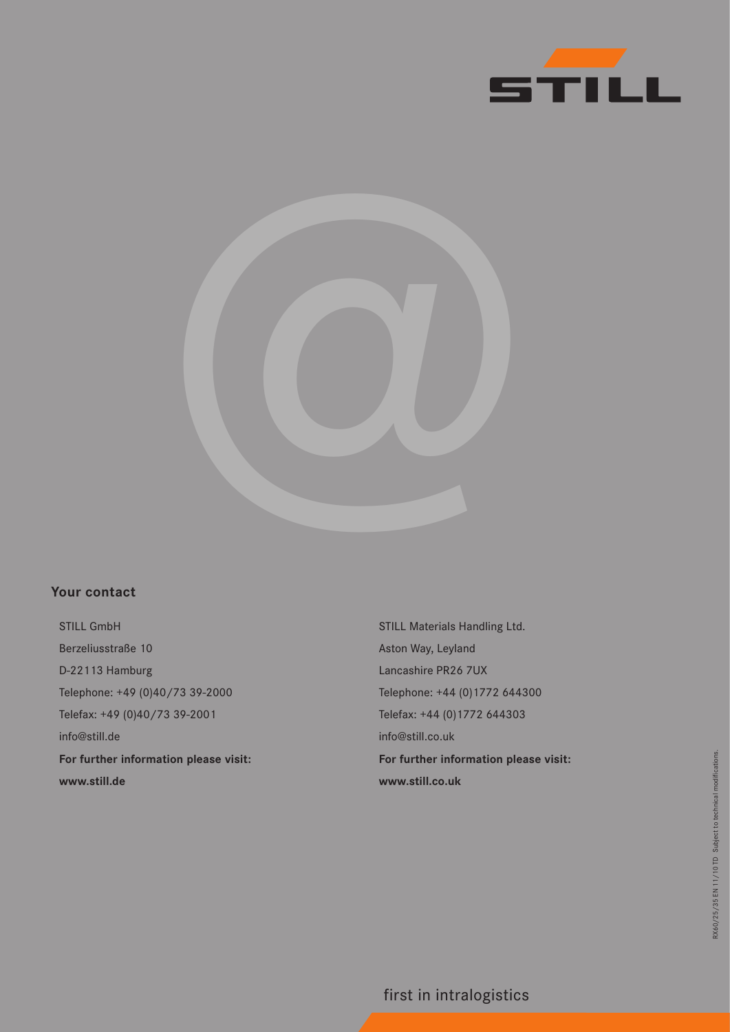## Your contact

STILL GmbH
Berzeliusstraße 10
D-22113 Hamburg
Telephone: +49 (0)40/73 39-2000
Telefax: +49 (0)40/73 39-2001
info@still.de
**For further information please visit:**
**www.still.de**

STILL Materials Handling Ltd.
Aston Way, Leyland
Lancashire PR26 7UX
Telephone: +44 (0)1772 644300
Telefax: +44 (0)1772 644303
info@still.co.uk
**For further information please visit:**
**www.still.co.uk**

RX60/25/35 EN 11/10 TD Subject to technical modifications.

first in intralogistics